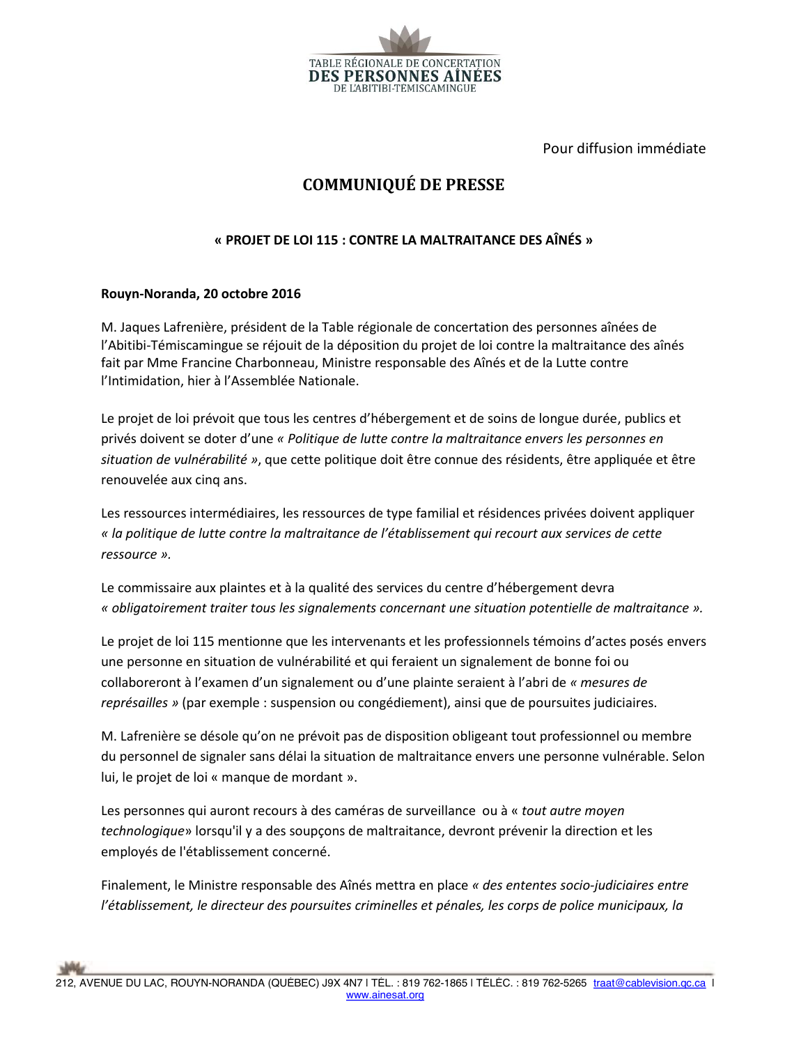TABLE RÉGIONALE DE CONCERTATION
DES PERSONNES AÎNÉES
DE L'ABITIBI-TÉMISCAMINGUE

Pour diffusion immédiate

# COMMUNIQUÉ DE PRESSE

## « PROJET DE LOI 115 : CONTRE LA MALTRAITANCE DES AÎNÉS »

**Rouyn-Noranda, 20 octobre 2016**

M. Jaques Lafrenière, président de la Table régionale de concertation des personnes aînées de l'Abitibi-Témiscamingue se réjouit de la déposition du projet de loi contre la maltraitance des aînés fait par Mme Francine Charbonneau, Ministre responsable des Aînés et de la Lutte contre l'Intimidation, hier à l'Assemblée Nationale.

Le projet de loi prévoit que tous les centres d'hébergement et de soins de longue durée, publics et privés doivent se doter d'une *« Politique de lutte contre la maltraitance envers les personnes en situation de vulnérabilité »*, que cette politique doit être connue des résidents, être appliquée et être renouvelée aux cinq ans.

Les ressources intermédiaires, les ressources de type familial et résidences privées doivent appliquer *« la politique de lutte contre la maltraitance de l'établissement qui recourt aux services de cette ressource ».*

Le commissaire aux plaintes et à la qualité des services du centre d'hébergement devra *« obligatoirement traiter tous les signalements concernant une situation potentielle de maltraitance ».*

Le projet de loi 115 mentionne que les intervenants et les professionnels témoins d'actes posés envers une personne en situation de vulnérabilité et qui feraient un signalement de bonne foi ou collaboreront à l'examen d'un signalement ou d'une plainte seraient à l'abri de *« mesures de représailles »* (par exemple : suspension ou congédiement), ainsi que de poursuites judiciaires.

M. Lafrenière se désole qu'on ne prévoit pas de disposition obligeant tout professionnel ou membre du personnel de signaler sans délai la situation de maltraitance envers une personne vulnérable. Selon lui, le projet de loi « manque de mordant ».

Les personnes qui auront recours à des caméras de surveillance ou à « *tout autre moyen technologique*» lorsqu'il y a des soupçons de maltraitance, devront prévenir la direction et les employés de l'établissement concerné.

Finalement, le Ministre responsable des Aînés mettra en place *« des ententes socio-judiciaires entre l'établissement, le directeur des poursuites criminelles et pénales, les corps de police municipaux, la*

212, AVENUE DU LAC, ROUYN-NORANDA (QUÉBEC) J9X 4N7 | TÉL. : 819 762-1865 | TÉLÉC. : 819 762-5265 traat@cablevision.qc.ca | www.ainesat.org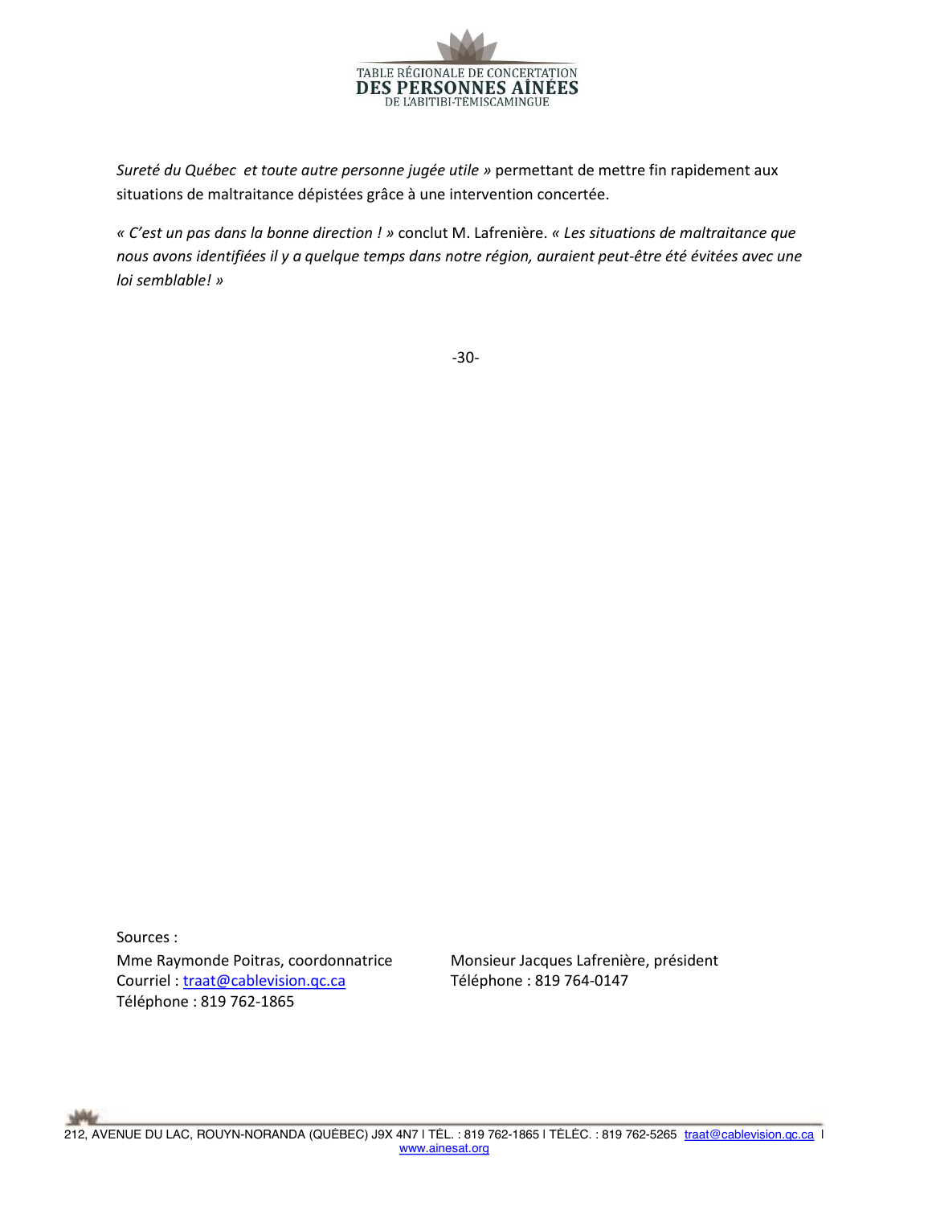*Sureté du Québec  et toute autre personne jugée utile »* permettant de mettre fin rapidement aux situations de maltraitance dépistées grâce à une intervention concertée.

*« C'est un pas dans la bonne direction ! »* conclut M. Lafrenière. *« Les situations de maltraitance que nous avons identifiées il y a quelque temps dans notre région, auraient peut-être été évitées avec une loi semblable! »*

-30-

Sources :

Mme Raymonde Poitras, coordonnatrice
Courriel : traat@cablevision.qc.ca
Téléphone : 819 762-1865

Monsieur Jacques Lafrenière, président
Téléphone : 819 764-0147